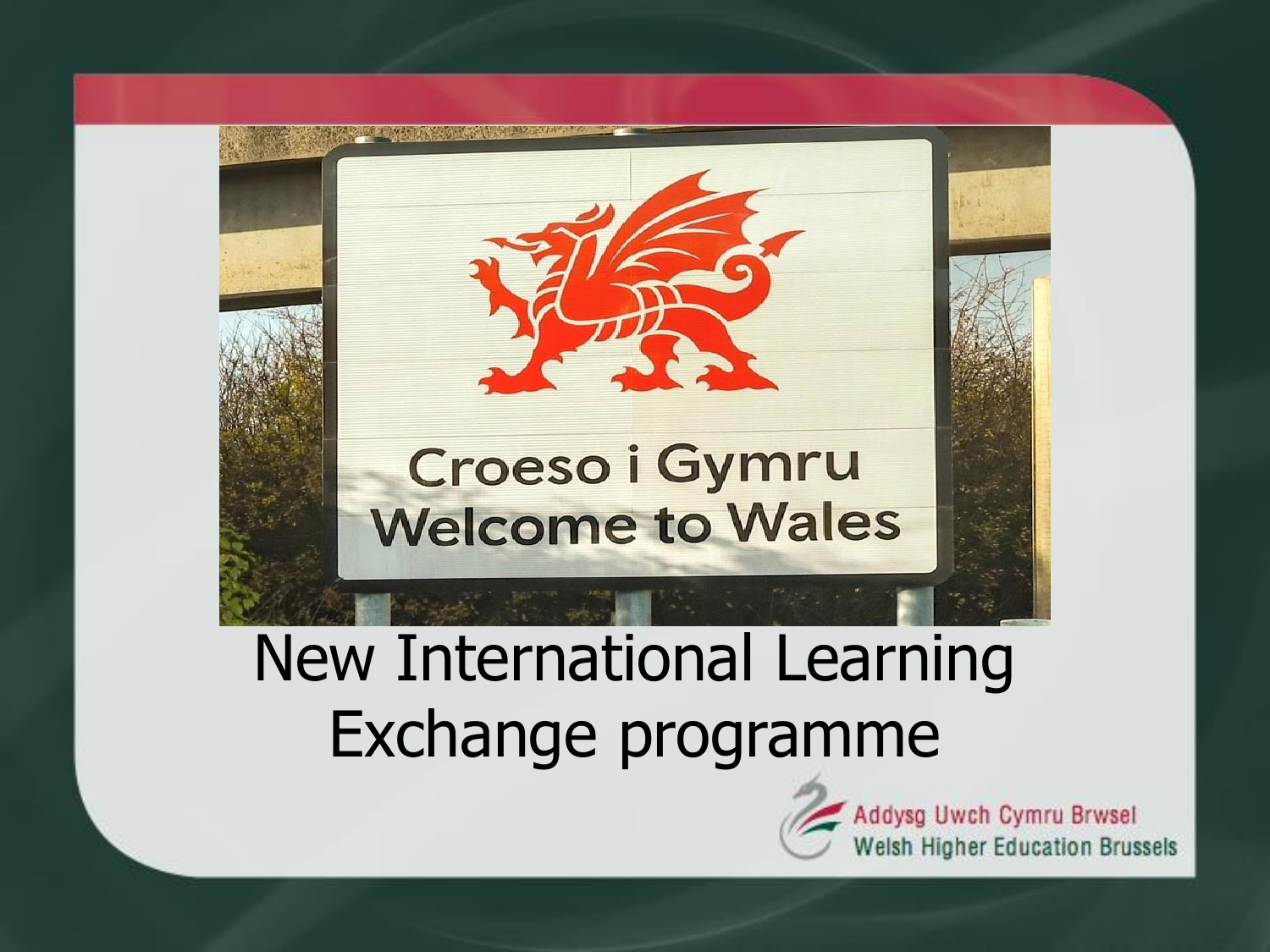Croeso i Gymru
Welcome to Wales

# New International Learning Exchange programme

Addysg Uwch Cymru Brwsel
Welsh Higher Education Brussels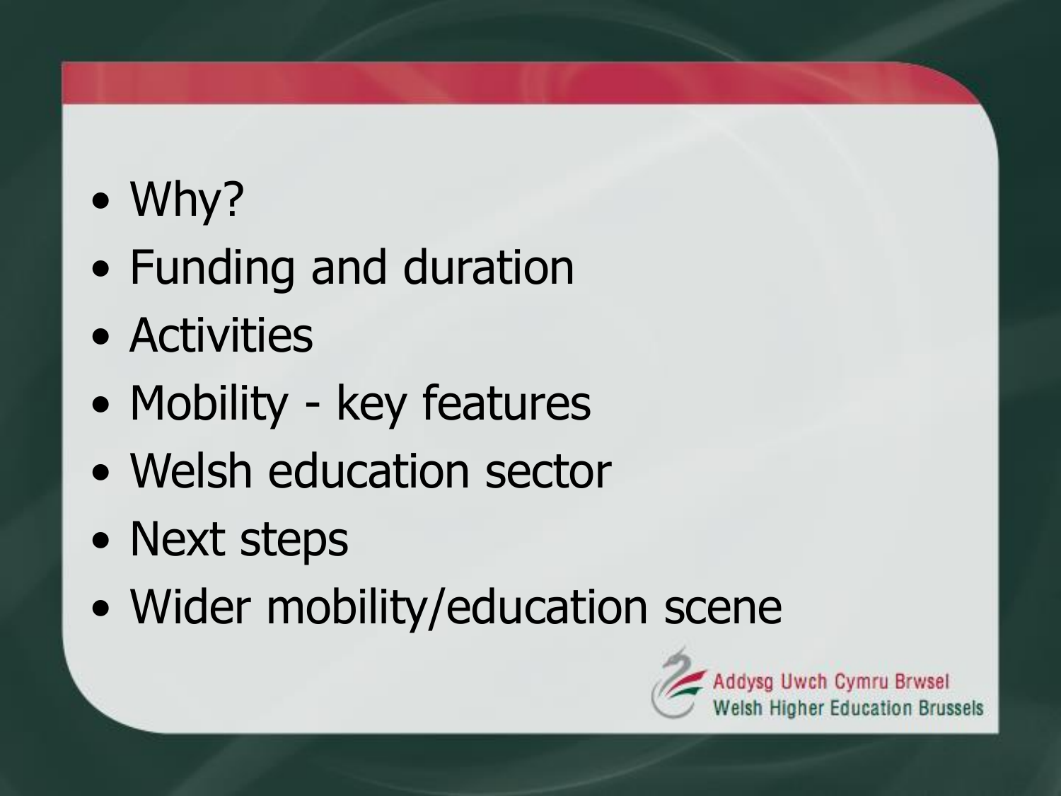- Why?
- Funding and duration
- Activities
- Mobility - key features
- Welsh education sector
- Next steps
- Wider mobility/education scene

Addysg Uwch Cymru Brwsel
Welsh Higher Education Brussels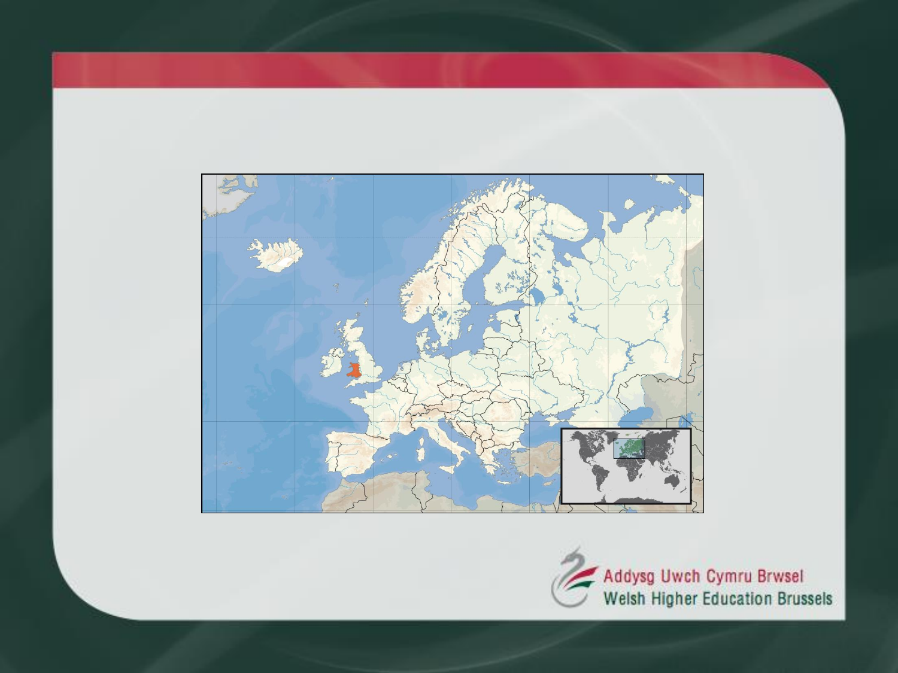Addysg Uwch Cymru Brwsel

Welsh Higher Education Brussels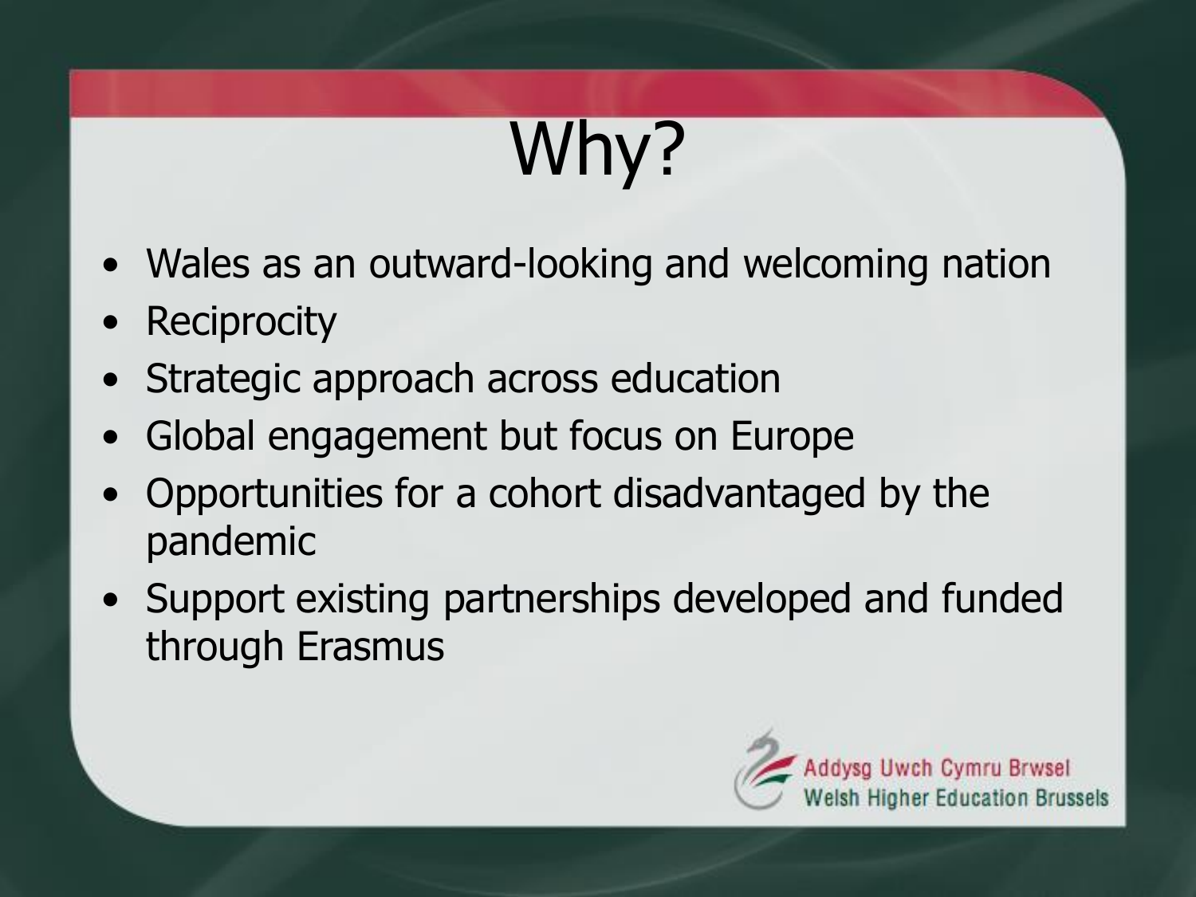# Why?

- Wales as an outward-looking and welcoming nation
- Reciprocity
- Strategic approach across education
- Global engagement but focus on Europe
- Opportunities for a cohort disadvantaged by the pandemic
- Support existing partnerships developed and funded through Erasmus

Addysg Uwch Cymru Brwsel
Welsh Higher Education Brussels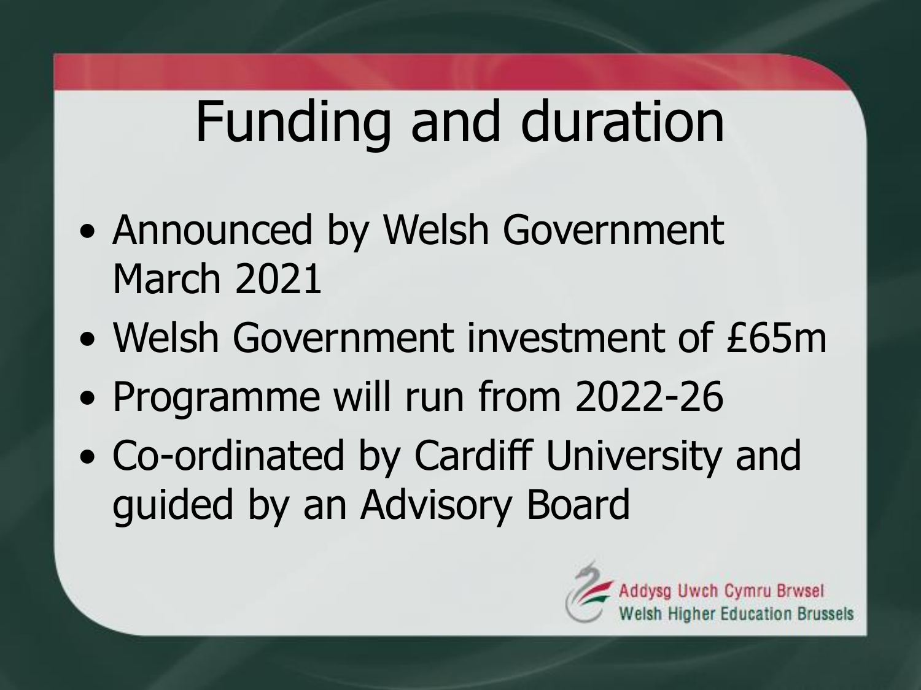# Funding and duration

- Announced by Welsh Government March 2021
- Welsh Government investment of £65m
- Programme will run from 2022-26
- Co-ordinated by Cardiff University and guided by an Advisory Board

Addysg Uwch Cymru Brwsel
Welsh Higher Education Brussels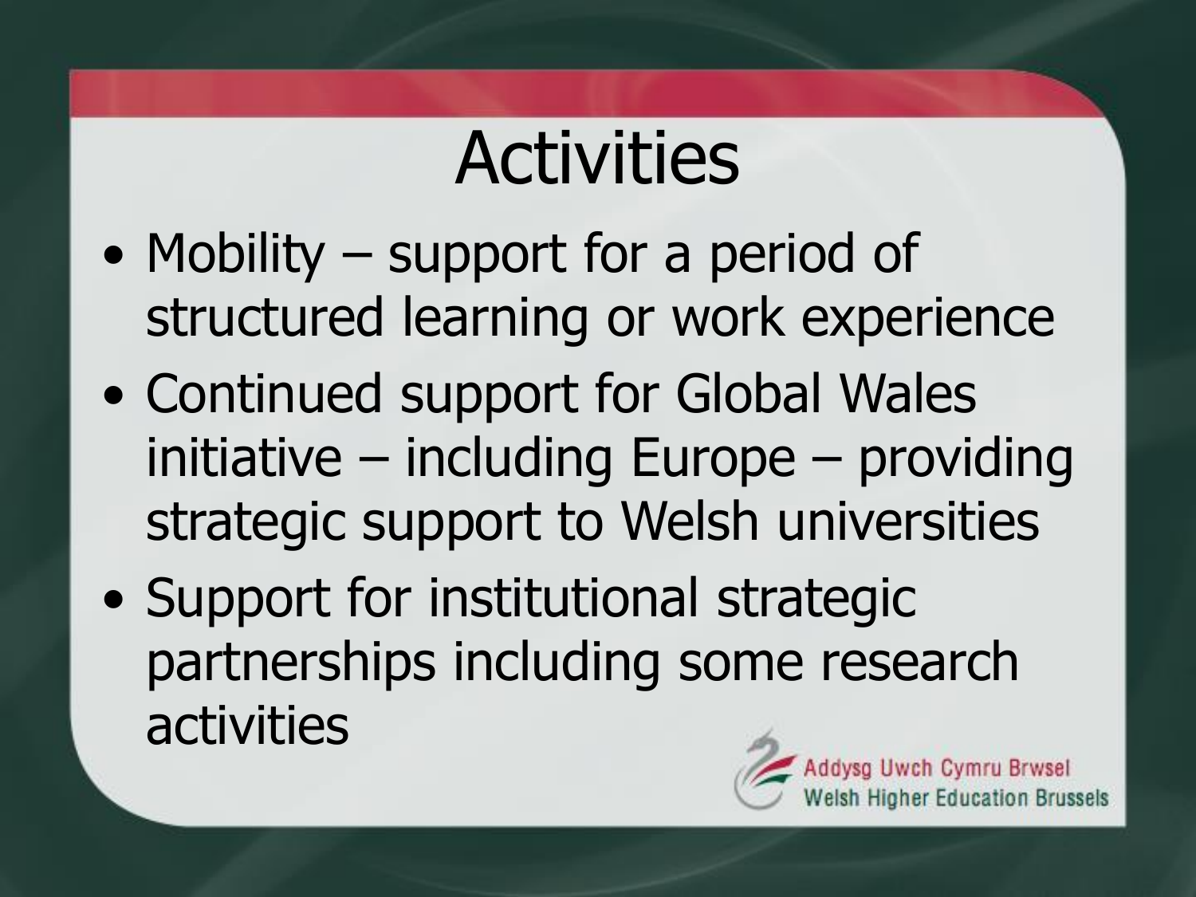# Activities

- Mobility – support for a period of structured learning or work experience
- Continued support for Global Wales initiative – including Europe – providing strategic support to Welsh universities
- Support for institutional strategic partnerships including some research activities

Addysg Uwch Cymru Brwsel
Welsh Higher Education Brussels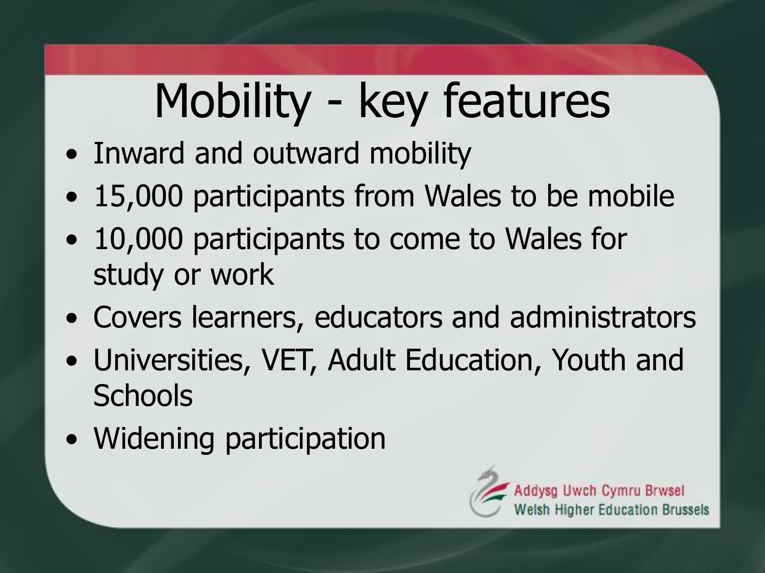# Mobility - key features

- Inward and outward mobility
- 15,000 participants from Wales to be mobile
- 10,000 participants to come to Wales for study or work
- Covers learners, educators and administrators
- Universities, VET, Adult Education, Youth and Schools
- Widening participation

Addysg Uwch Cymru Brwsel
Welsh Higher Education Brussels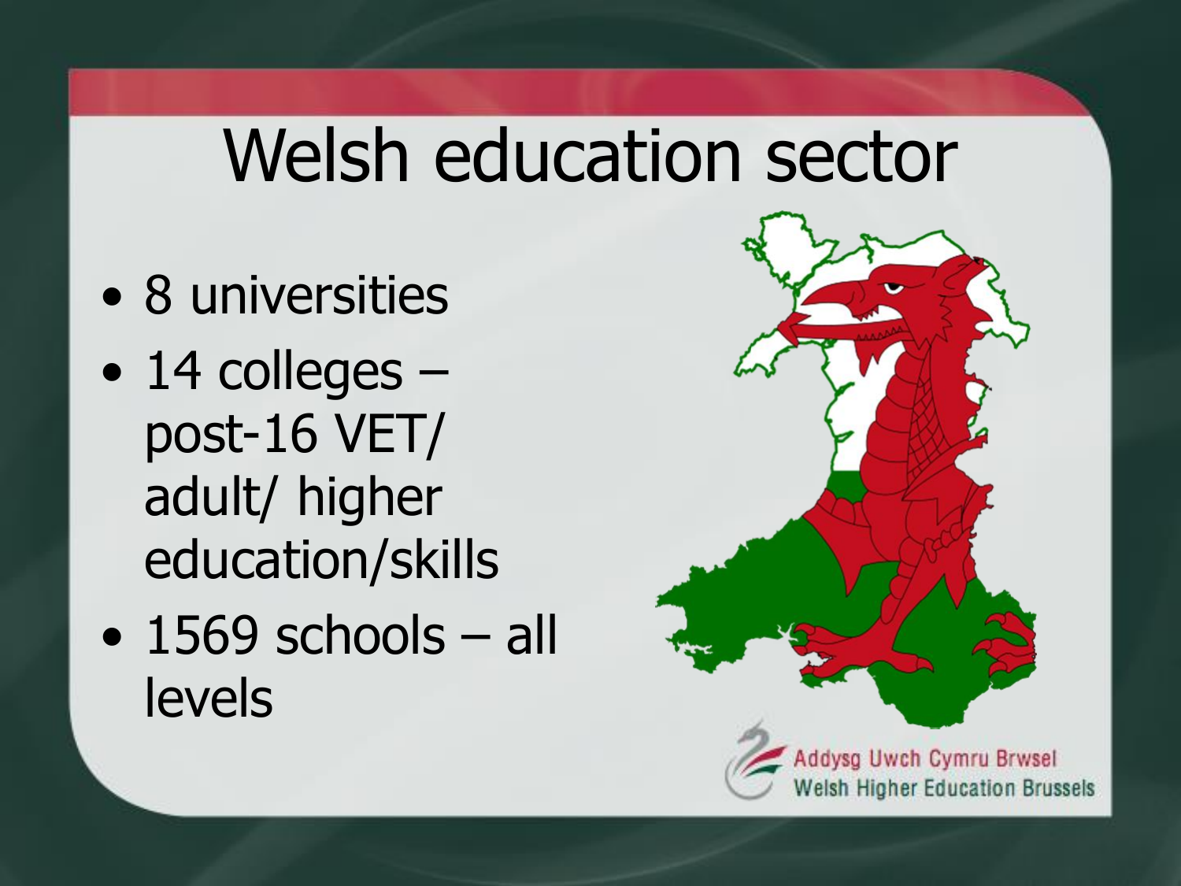# Welsh education sector

- 8 universities
- 14 colleges – post-16 VET/ adult/ higher education/skills
- 1569 schools – all levels

Addysg Uwch Cymru Brwsel
Welsh Higher Education Brussels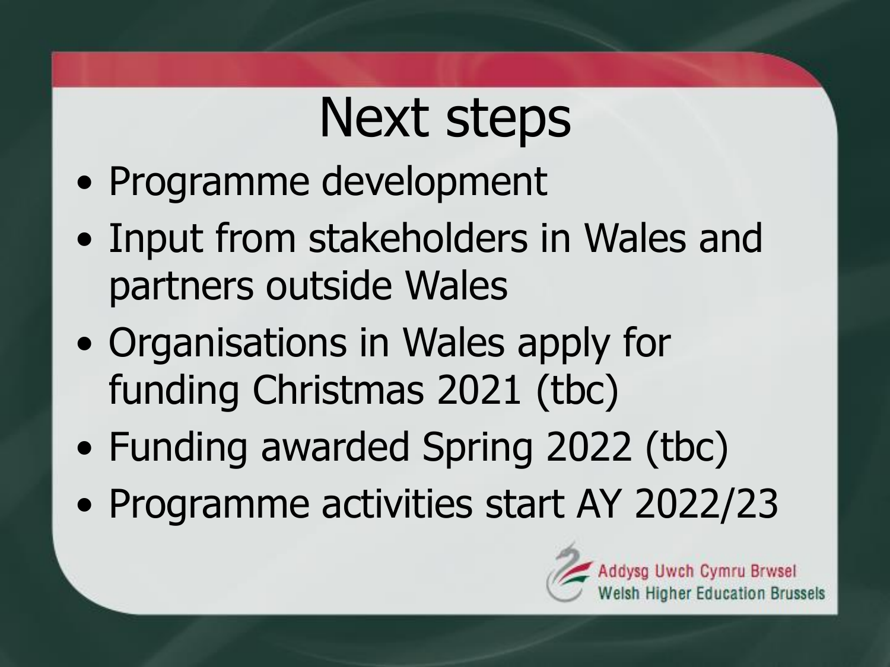# Next steps

- Programme development
- Input from stakeholders in Wales and partners outside Wales
- Organisations in Wales apply for funding Christmas 2021 (tbc)
- Funding awarded Spring 2022 (tbc)
- Programme activities start AY 2022/23

Addysg Uwch Cymru Brwsel
Welsh Higher Education Brussels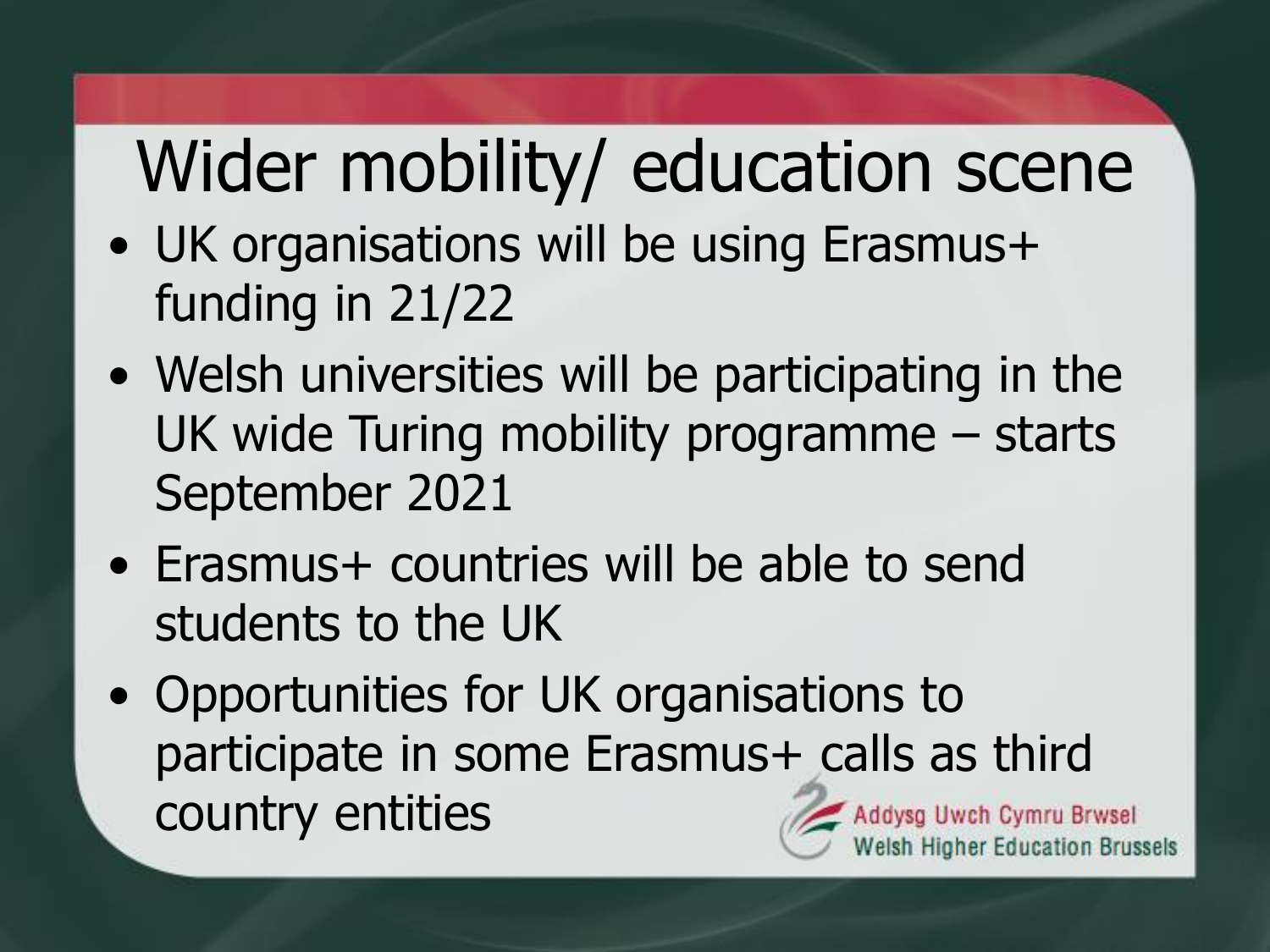# Wider mobility/ education scene

- UK organisations will be using Erasmus+ funding in 21/22
- Welsh universities will be participating in the UK wide Turing mobility programme – starts September 2021
- Erasmus+ countries will be able to send students to the UK
- Opportunities for UK organisations to participate in some Erasmus+ calls as third country entities

Addysg Uwch Cymru Brwsel
Welsh Higher Education Brussels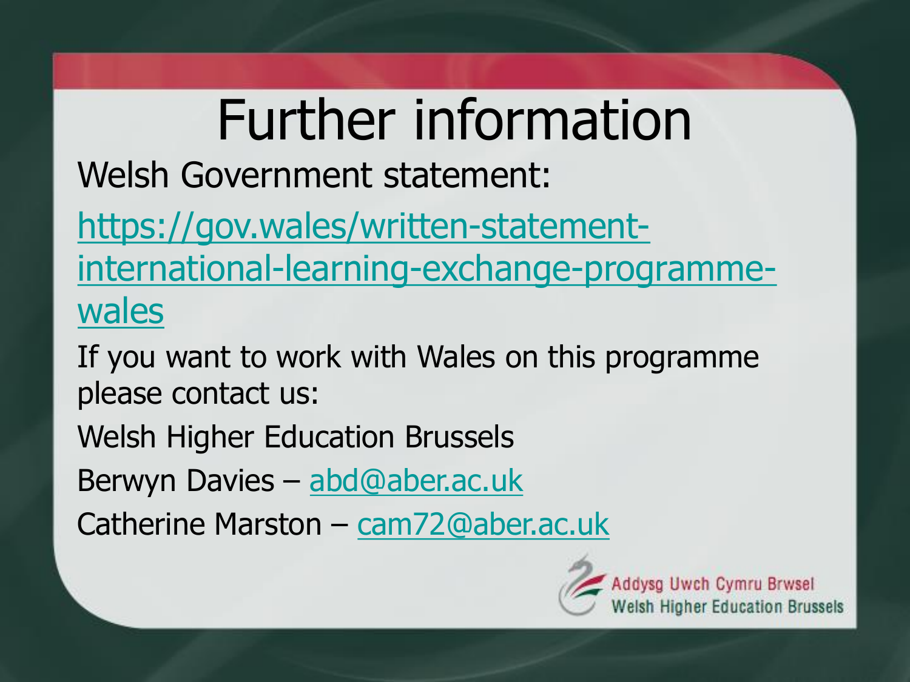# Further information

Welsh Government statement:

https://gov.wales/written-statement-international-learning-exchange-programme-wales

If you want to work with Wales on this programme please contact us:

Welsh Higher Education Brussels

Berwyn Davies – abd@aber.ac.uk

Catherine Marston – cam72@aber.ac.uk

Addysg Uwch Cymru Brwsel
Welsh Higher Education Brussels